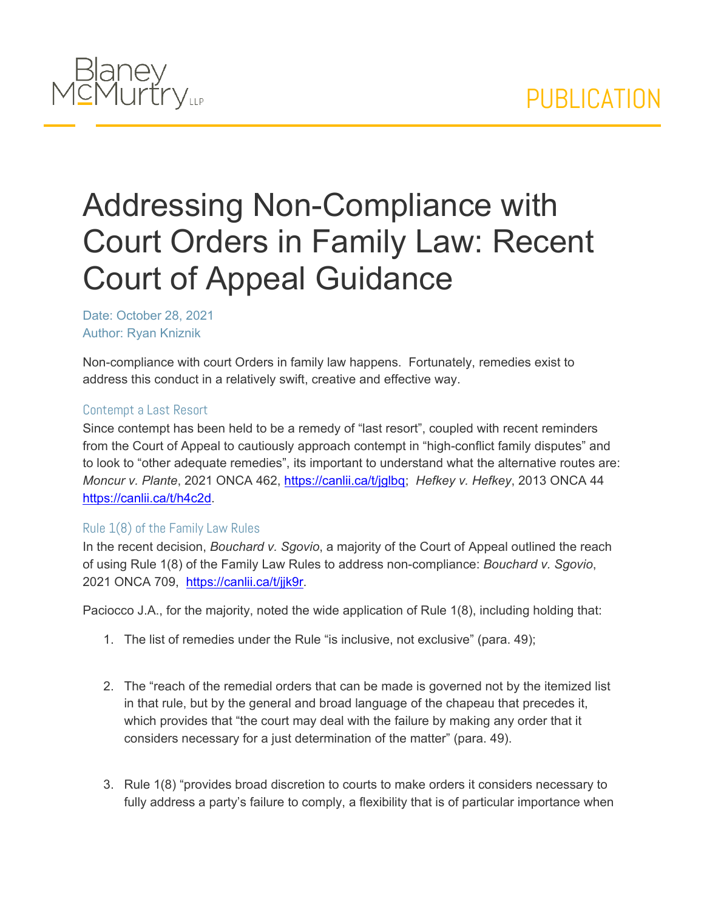Blaney McMurtry LLP

PUBLICATION

# Addressing Non-Compliance with Court Orders in Family Law: Recent Court of Appeal Guidance

Date: October 28, 2021
Author: Ryan Kniznik

Non-compliance with court Orders in family law happens. Fortunately, remedies exist to address this conduct in a relatively swift, creative and effective way.

## Contempt a Last Resort

Since contempt has been held to be a remedy of "last resort", coupled with recent reminders from the Court of Appeal to cautiously approach contempt in "high-conflict family disputes" and to look to "other adequate remedies", its important to understand what the alternative routes are: *Moncur v. Plante*, 2021 ONCA 462, https://canlii.ca/t/jglbq; *Hefkey v. Hefkey*, 2013 ONCA 44 https://canlii.ca/t/h4c2d.

## Rule 1(8) of the Family Law Rules

In the recent decision, *Bouchard v. Sgovio*, a majority of the Court of Appeal outlined the reach of using Rule 1(8) of the Family Law Rules to address non-compliance: *Bouchard v. Sgovio*, 2021 ONCA 709, https://canlii.ca/t/jjk9r.

Paciocco J.A., for the majority, noted the wide application of Rule 1(8), including holding that:

1. The list of remedies under the Rule "is inclusive, not exclusive" (para. 49);

2. The "reach of the remedial orders that can be made is governed not by the itemized list in that rule, but by the general and broad language of the chapeau that precedes it, which provides that "the court may deal with the failure by making any order that it considers necessary for a just determination of the matter" (para. 49).

3. Rule 1(8) "provides broad discretion to courts to make orders it considers necessary to fully address a party's failure to comply, a flexibility that is of particular importance when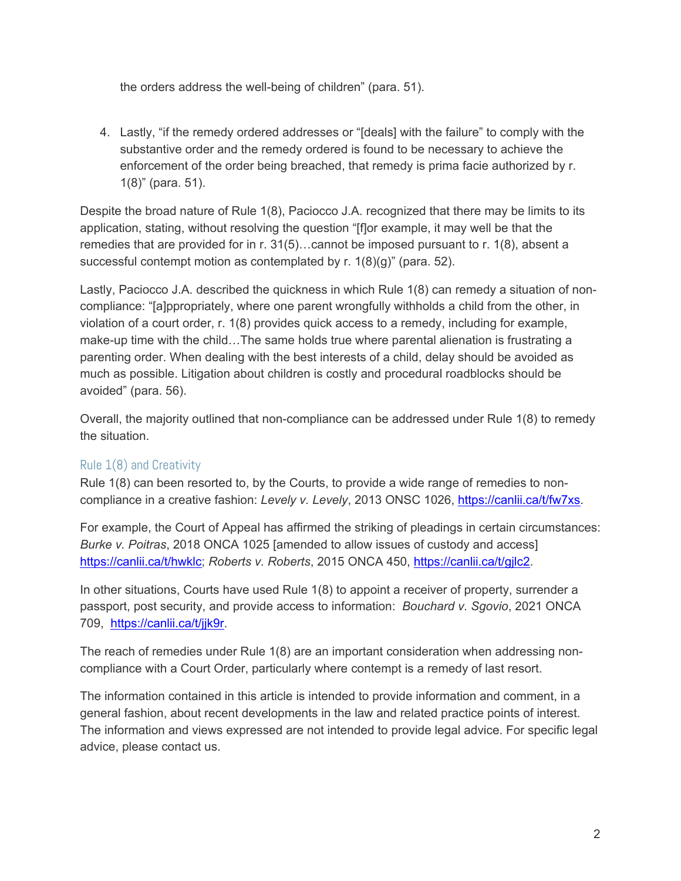the orders address the well-being of children" (para. 51).

4. Lastly, "if the remedy ordered addresses or "[deals] with the failure" to comply with the substantive order and the remedy ordered is found to be necessary to achieve the enforcement of the order being breached, that remedy is prima facie authorized by r. 1(8)" (para. 51).

Despite the broad nature of Rule 1(8), Paciocco J.A. recognized that there may be limits to its application, stating, without resolving the question "[f]or example, it may well be that the remedies that are provided for in r. 31(5)…cannot be imposed pursuant to r. 1(8), absent a successful contempt motion as contemplated by r. 1(8)(g)" (para. 52).

Lastly, Paciocco J.A. described the quickness in which Rule 1(8) can remedy a situation of non-compliance: "[a]ppropriately, where one parent wrongfully withholds a child from the other, in violation of a court order, r. 1(8) provides quick access to a remedy, including for example, make-up time with the child…The same holds true where parental alienation is frustrating a parenting order. When dealing with the best interests of a child, delay should be avoided as much as possible. Litigation about children is costly and procedural roadblocks should be avoided" (para. 56).

Overall, the majority outlined that non-compliance can be addressed under Rule 1(8) to remedy the situation.

### Rule 1(8) and Creativity

Rule 1(8) can been resorted to, by the Courts, to provide a wide range of remedies to non-compliance in a creative fashion: *Levely v. Levely*, 2013 ONSC 1026, https://canlii.ca/t/fw7xs.

For example, the Court of Appeal has affirmed the striking of pleadings in certain circumstances: *Burke v. Poitras*, 2018 ONCA 1025 [amended to allow issues of custody and access] https://canlii.ca/t/hwklc; *Roberts v. Roberts*, 2015 ONCA 450, https://canlii.ca/t/gjlc2.

In other situations, Courts have used Rule 1(8) to appoint a receiver of property, surrender a passport, post security, and provide access to information: *Bouchard v. Sgovio*, 2021 ONCA 709, https://canlii.ca/t/jjk9r.

The reach of remedies under Rule 1(8) are an important consideration when addressing non-compliance with a Court Order, particularly where contempt is a remedy of last resort.

The information contained in this article is intended to provide information and comment, in a general fashion, about recent developments in the law and related practice points of interest. The information and views expressed are not intended to provide legal advice. For specific legal advice, please contact us.